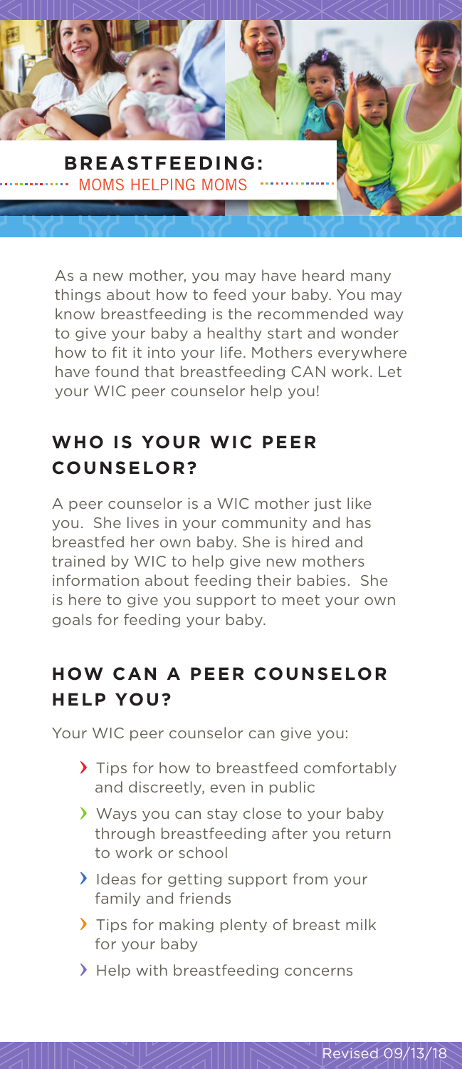# BREASTFEEDING:

MOMS HELPING MOMS

As a new mother, you may have heard many things about how to feed your baby. You may know breastfeeding is the recommended way to give your baby a healthy start and wonder how to fit it into your life. Mothers everywhere have found that breastfeeding CAN work. Let your WIC peer counselor help you!

## WHO IS YOUR WIC PEER COUNSELOR?

A peer counselor is a WIC mother just like you. She lives in your community and has breastfed her own baby. She is hired and trained by WIC to help give new mothers information about feeding their babies. She is here to give you support to meet your own goals for feeding your baby.

## HOW CAN A PEER COUNSELOR HELP YOU?

Your WIC peer counselor can give you:

- Tips for how to breastfeed comfortably and discreetly, even in public
- Ways you can stay close to your baby through breastfeeding after you return to work or school
- Ideas for getting support from your family and friends
- Tips for making plenty of breast milk for your baby
- Help with breastfeeding concerns

Revised 09/13/18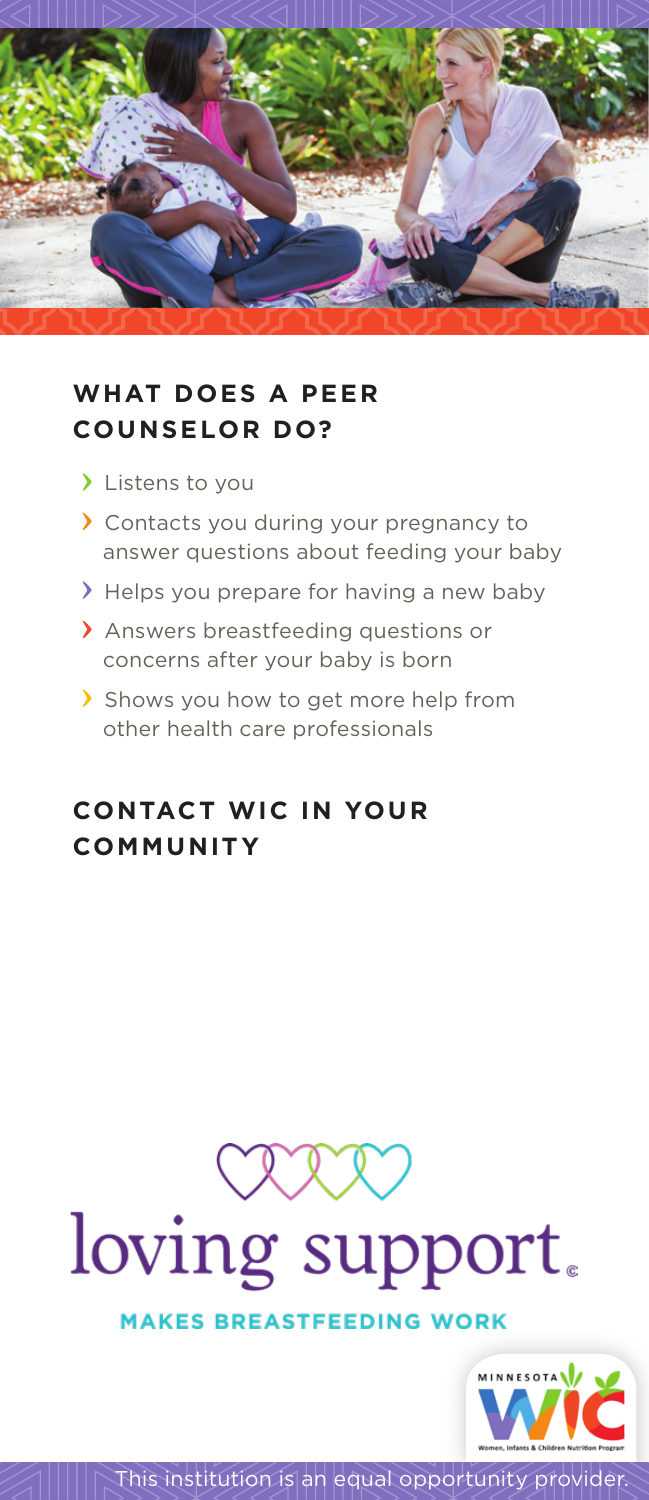## WHAT DOES A PEER COUNSELOR DO?

- Listens to you
- Contacts you during your pregnancy to answer questions about feeding your baby
- Helps you prepare for having a new baby
- Answers breastfeeding questions or concerns after your baby is born
- Shows you how to get more help from other health care professionals

## CONTACT WIC IN YOUR COMMUNITY

loving support©

MAKES BREASTFEEDING WORK

MINNESOTA WIC

Women, Infants & Children Nutrition Program

This institution is an equal opportunity provider.